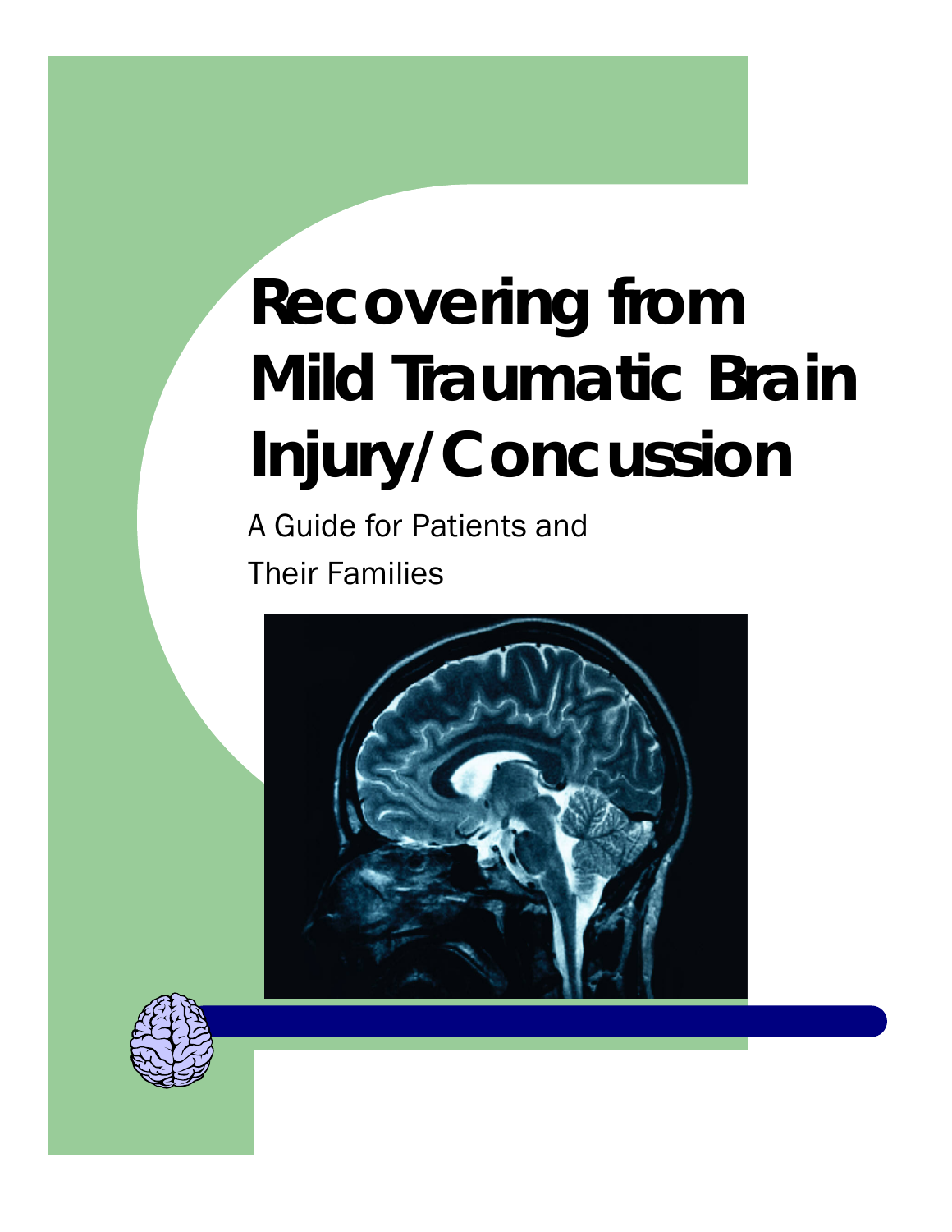# Recovering from Mild Traumatic Brain Injury/Concussion

A Guide for Patients and Their Families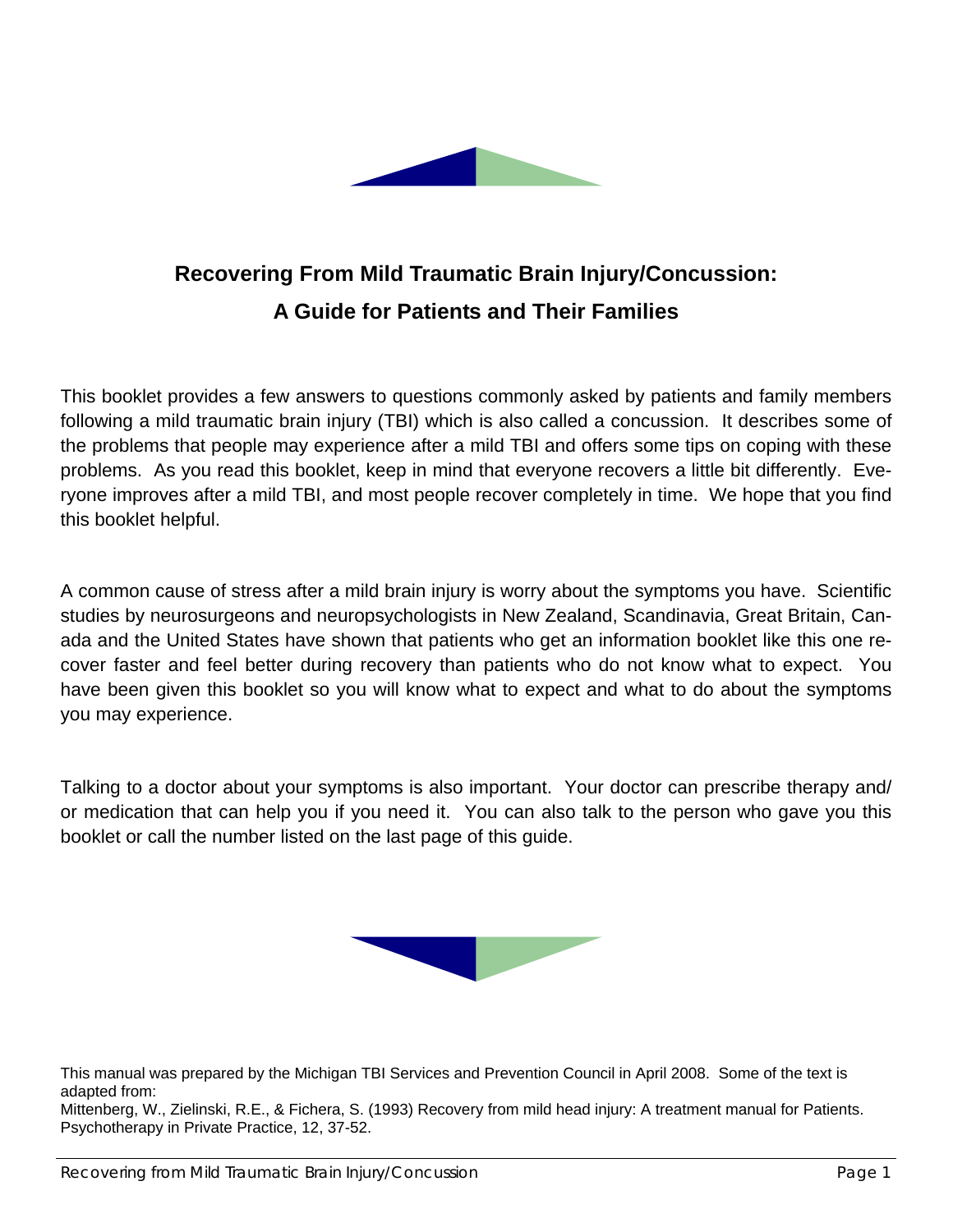# Recovering From Mild Traumatic Brain Injury/Concussion: A Guide for Patients and Their Families

This booklet provides a few answers to questions commonly asked by patients and family members following a mild traumatic brain injury (TBI) which is also called a concussion. It describes some of the problems that people may experience after a mild TBI and offers some tips on coping with these problems. As you read this booklet, keep in mind that everyone recovers a little bit differently. Everyone improves after a mild TBI, and most people recover completely in time. We hope that you find this booklet helpful.

A common cause of stress after a mild brain injury is worry about the symptoms you have. Scientific studies by neurosurgeons and neuropsychologists in New Zealand, Scandinavia, Great Britain, Canada and the United States have shown that patients who get an information booklet like this one recover faster and feel better during recovery than patients who do not know what to expect. You have been given this booklet so you will know what to expect and what to do about the symptoms you may experience.

Talking to a doctor about your symptoms is also important. Your doctor can prescribe therapy and/or medication that can help you if you need it. You can also talk to the person who gave you this booklet or call the number listed on the last page of this guide.

This manual was prepared by the Michigan TBI Services and Prevention Council in April 2008. Some of the text is adapted from:
Mittenberg, W., Zielinski, R.E., & Fichera, S. (1993) Recovery from mild head injury: A treatment manual for Patients. Psychotherapy in Private Practice, 12, 37-52.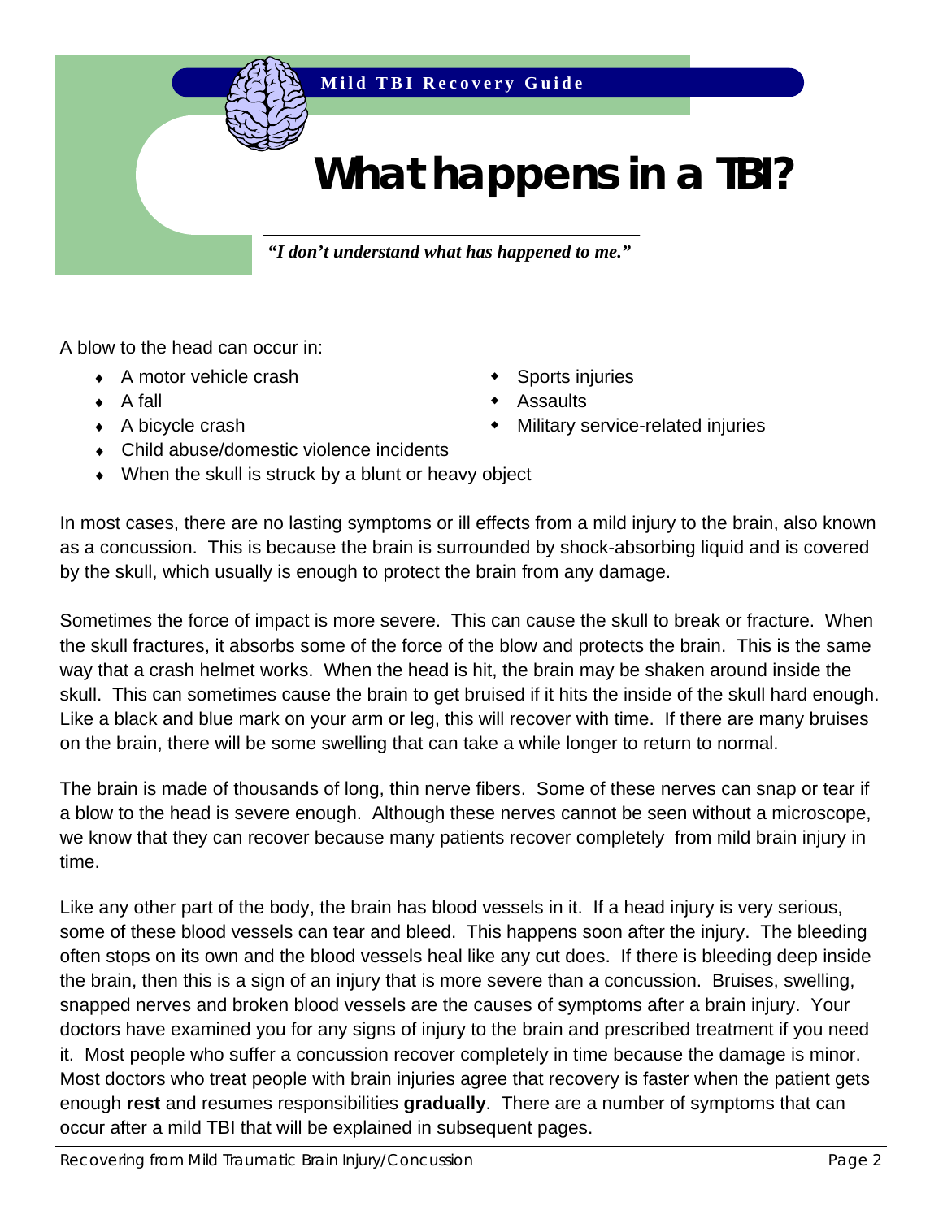# What happens in a TBI?

*"I don't understand what has happened to me."*

A blow to the head can occur in:

- A motor vehicle crash
- A fall
- A bicycle crash
- Child abuse/domestic violence incidents
- When the skull is struck by a blunt or heavy object
- Sports injuries
- Assaults
- Military service-related injuries

In most cases, there are no lasting symptoms or ill effects from a mild injury to the brain, also known as a concussion. This is because the brain is surrounded by shock-absorbing liquid and is covered by the skull, which usually is enough to protect the brain from any damage.

Sometimes the force of impact is more severe. This can cause the skull to break or fracture. When the skull fractures, it absorbs some of the force of the blow and protects the brain. This is the same way that a crash helmet works. When the head is hit, the brain may be shaken around inside the skull. This can sometimes cause the brain to get bruised if it hits the inside of the skull hard enough. Like a black and blue mark on your arm or leg, this will recover with time. If there are many bruises on the brain, there will be some swelling that can take a while longer to return to normal.

The brain is made of thousands of long, thin nerve fibers. Some of these nerves can snap or tear if a blow to the head is severe enough. Although these nerves cannot be seen without a microscope, we know that they can recover because many patients recover completely from mild brain injury in time.

Like any other part of the body, the brain has blood vessels in it. If a head injury is very serious, some of these blood vessels can tear and bleed. This happens soon after the injury. The bleeding often stops on its own and the blood vessels heal like any cut does. If there is bleeding deep inside the brain, then this is a sign of an injury that is more severe than a concussion. Bruises, swelling, snapped nerves and broken blood vessels are the causes of symptoms after a brain injury. Your doctors have examined you for any signs of injury to the brain and prescribed treatment if you need it. Most people who suffer a concussion recover completely in time because the damage is minor. Most doctors who treat people with brain injuries agree that recovery is faster when the patient gets enough **rest** and resumes responsibilities **gradually**. There are a number of symptoms that can occur after a mild TBI that will be explained in subsequent pages.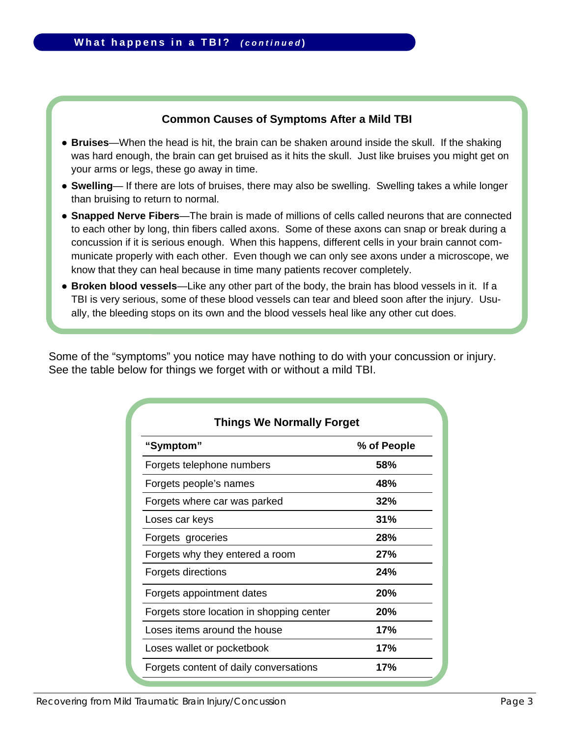## What happens in a TBI? *(continued)*

### Common Causes of Symptoms After a Mild TBI

- **Bruises**—When the head is hit, the brain can be shaken around inside the skull. If the shaking was hard enough, the brain can get bruised as it hits the skull. Just like bruises you might get on your arms or legs, these go away in time.
- **Swelling**— If there are lots of bruises, there may also be swelling. Swelling takes a while longer than bruising to return to normal.
- **Snapped Nerve Fibers**—The brain is made of millions of cells called neurons that are connected to each other by long, thin fibers called axons. Some of these axons can snap or break during a concussion if it is serious enough. When this happens, different cells in your brain cannot communicate properly with each other. Even though we can only see axons under a microscope, we know that they can heal because in time many patients recover completely.
- **Broken blood vessels**—Like any other part of the body, the brain has blood vessels in it. If a TBI is very serious, some of these blood vessels can tear and bleed soon after the injury. Usually, the bleeding stops on its own and the blood vessels heal like any other cut does.

Some of the "symptoms" you notice may have nothing to do with your concussion or injury. See the table below for things we forget with or without a mild TBI.

**Things We Normally Forget**

| "Symptom" | % of People |
|---|---|
| Forgets telephone numbers | **58%** |
| Forgets people's names | **48%** |
| Forgets where car was parked | **32%** |
| Loses car keys | **31%** |
| Forgets groceries | **28%** |
| Forgets why they entered a room | **27%** |
| Forgets directions | **24%** |
| Forgets appointment dates | **20%** |
| Forgets store location in shopping center | **20%** |
| Loses items around the house | **17%** |
| Loses wallet or pocketbook | **17%** |
| Forgets content of daily conversations | **17%** |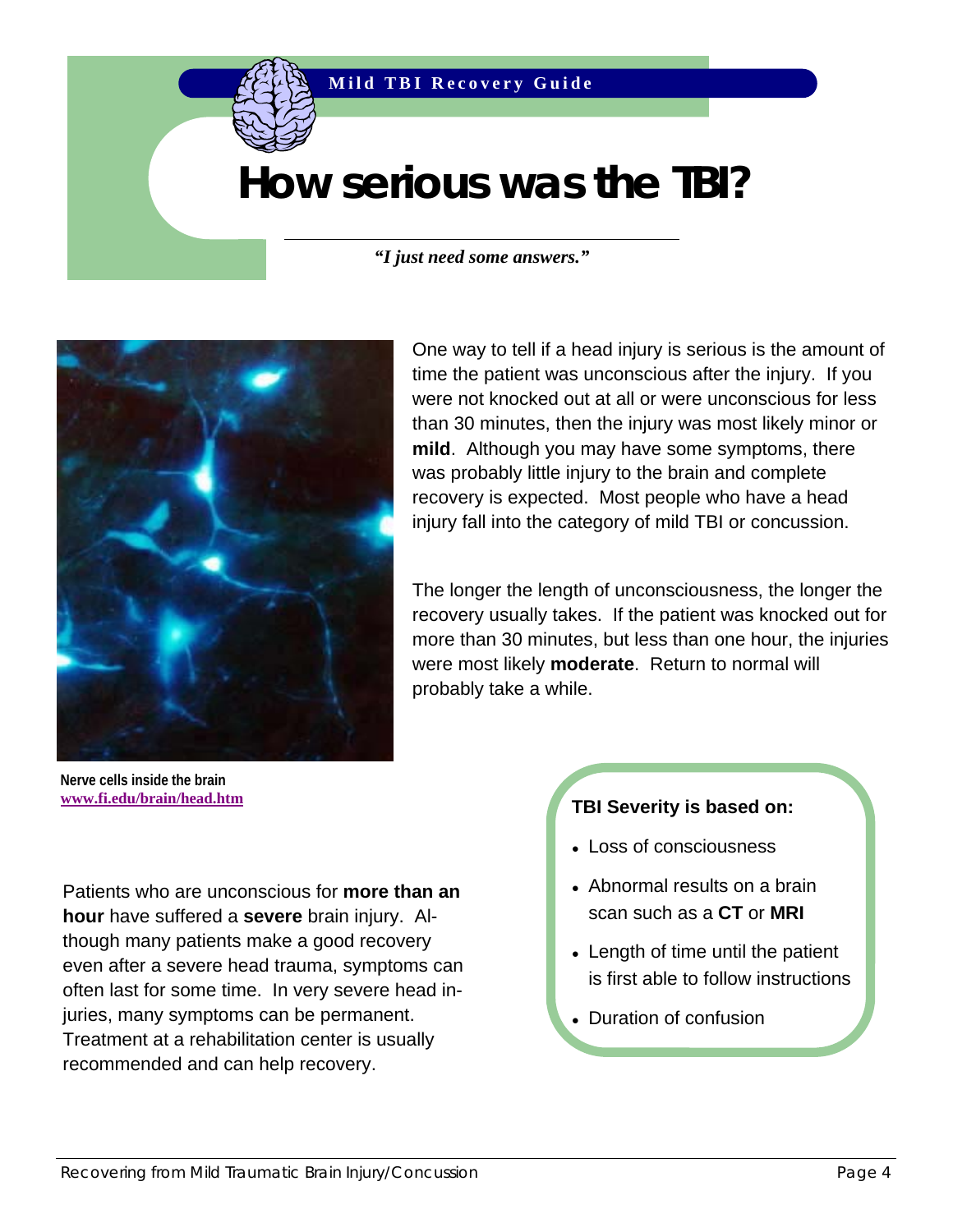Mild TBI Recovery Guide

# How serious was the TBI?

*"I just need some answers."*

One way to tell if a head injury is serious is the amount of time the patient was unconscious after the injury. If you were not knocked out at all or were unconscious for less than 30 minutes, then the injury was most likely minor or **mild**. Although you may have some symptoms, there was probably little injury to the brain and complete recovery is expected. Most people who have a head injury fall into the category of mild TBI or concussion.

The longer the length of unconsciousness, the longer the recovery usually takes. If the patient was knocked out for more than 30 minutes, but less than one hour, the injuries were most likely **moderate**. Return to normal will probably take a while.

**Nerve cells inside the brain**
www.fi.edu/brain/head.htm

Patients who are unconscious for **more than an hour** have suffered a **severe** brain injury. Although many patients make a good recovery even after a severe head trauma, symptoms can often last for some time. In very severe head injuries, many symptoms can be permanent. Treatment at a rehabilitation center is usually recommended and can help recovery.

**TBI Severity is based on:**

- Loss of consciousness
- Abnormal results on a brain scan such as a **CT** or **MRI**
- Length of time until the patient is first able to follow instructions
- Duration of confusion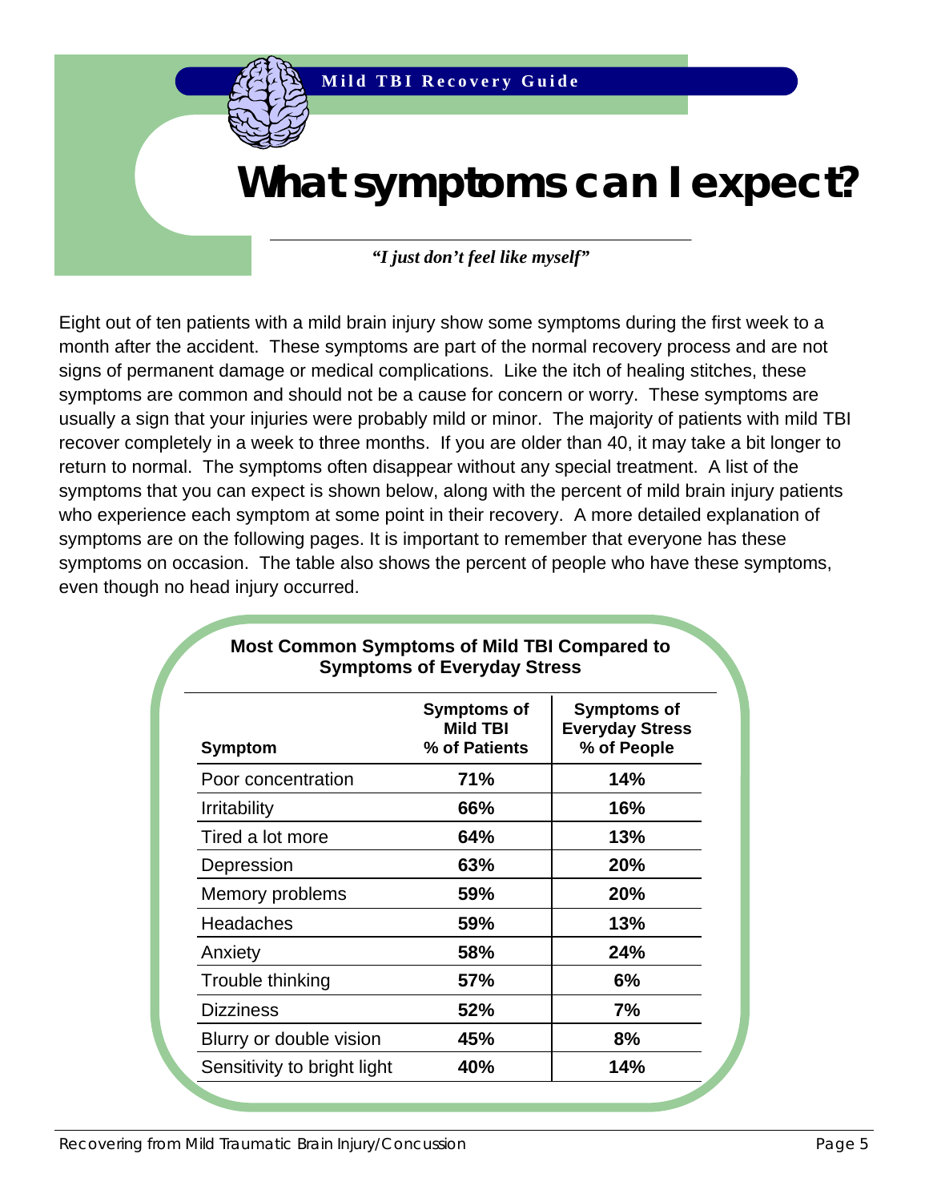# What symptoms can I expect?

***"I just don't feel like myself"***

Eight out of ten patients with a mild brain injury show some symptoms during the first week to a month after the accident. These symptoms are part of the normal recovery process and are not signs of permanent damage or medical complications. Like the itch of healing stitches, these symptoms are common and should not be a cause for concern or worry. These symptoms are usually a sign that your injuries were probably mild or minor. The majority of patients with mild TBI recover completely in a week to three months. If you are older than 40, it may take a bit longer to return to normal. The symptoms often disappear without any special treatment. A list of the symptoms that you can expect is shown below, along with the percent of mild brain injury patients who experience each symptom at some point in their recovery. A more detailed explanation of symptoms are on the following pages. It is important to remember that everyone has these symptoms on occasion. The table also shows the percent of people who have these symptoms, even though no head injury occurred.

**Most Common Symptoms of Mild TBI Compared to Symptoms of Everyday Stress**

| Symptom | Symptoms of Mild TBI % of Patients | Symptoms of Everyday Stress % of People |
|---|---|---|
| Poor concentration | **71%** | **14%** |
| Irritability | **66%** | **16%** |
| Tired a lot more | **64%** | **13%** |
| Depression | **63%** | **20%** |
| Memory problems | **59%** | **20%** |
| Headaches | **59%** | **13%** |
| Anxiety | **58%** | **24%** |
| Trouble thinking | **57%** | **6%** |
| Dizziness | **52%** | **7%** |
| Blurry or double vision | **45%** | **8%** |
| Sensitivity to bright light | **40%** | **14%** |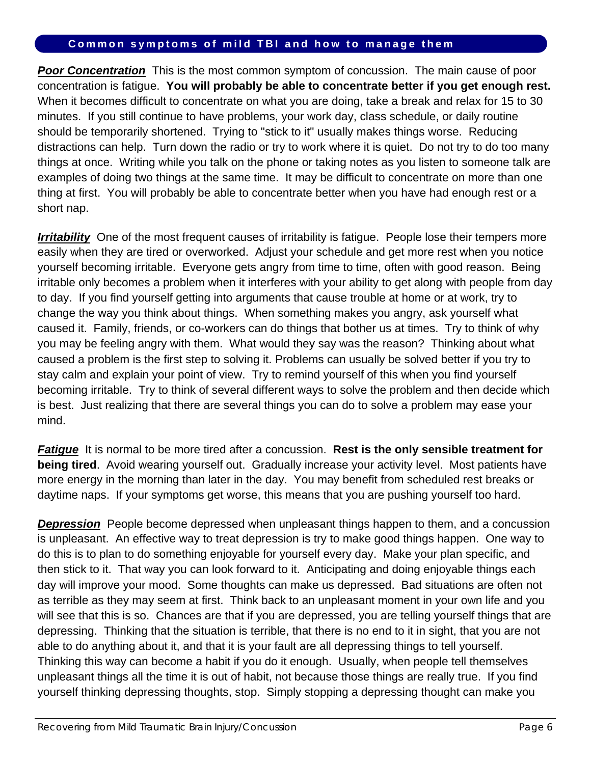## Common symptoms of mild TBI and how to manage them

***Poor Concentration*** This is the most common symptom of concussion. The main cause of poor concentration is fatigue. **You will probably be able to concentrate better if you get enough rest.** When it becomes difficult to concentrate on what you are doing, take a break and relax for 15 to 30 minutes. If you still continue to have problems, your work day, class schedule, or daily routine should be temporarily shortened. Trying to "stick to it" usually makes things worse. Reducing distractions can help. Turn down the radio or try to work where it is quiet. Do not try to do too many things at once. Writing while you talk on the phone or taking notes as you listen to someone talk are examples of doing two things at the same time. It may be difficult to concentrate on more than one thing at first. You will probably be able to concentrate better when you have had enough rest or a short nap.

***Irritability*** One of the most frequent causes of irritability is fatigue. People lose their tempers more easily when they are tired or overworked. Adjust your schedule and get more rest when you notice yourself becoming irritable. Everyone gets angry from time to time, often with good reason. Being irritable only becomes a problem when it interferes with your ability to get along with people from day to day. If you find yourself getting into arguments that cause trouble at home or at work, try to change the way you think about things. When something makes you angry, ask yourself what caused it. Family, friends, or co-workers can do things that bother us at times. Try to think of why you may be feeling angry with them. What would they say was the reason? Thinking about what caused a problem is the first step to solving it. Problems can usually be solved better if you try to stay calm and explain your point of view. Try to remind yourself of this when you find yourself becoming irritable. Try to think of several different ways to solve the problem and then decide which is best. Just realizing that there are several things you can do to solve a problem may ease your mind.

***Fatigue*** It is normal to be more tired after a concussion. **Rest is the only sensible treatment for being tired**. Avoid wearing yourself out. Gradually increase your activity level. Most patients have more energy in the morning than later in the day. You may benefit from scheduled rest breaks or daytime naps. If your symptoms get worse, this means that you are pushing yourself too hard.

***Depression*** People become depressed when unpleasant things happen to them, and a concussion is unpleasant. An effective way to treat depression is try to make good things happen. One way to do this is to plan to do something enjoyable for yourself every day. Make your plan specific, and then stick to it. That way you can look forward to it. Anticipating and doing enjoyable things each day will improve your mood. Some thoughts can make us depressed. Bad situations are often not as terrible as they may seem at first. Think back to an unpleasant moment in your own life and you will see that this is so. Chances are that if you are depressed, you are telling yourself things that are depressing. Thinking that the situation is terrible, that there is no end to it in sight, that you are not able to do anything about it, and that it is your fault are all depressing things to tell yourself. Thinking this way can become a habit if you do it enough. Usually, when people tell themselves unpleasant things all the time it is out of habit, not because those things are really true. If you find yourself thinking depressing thoughts, stop. Simply stopping a depressing thought can make you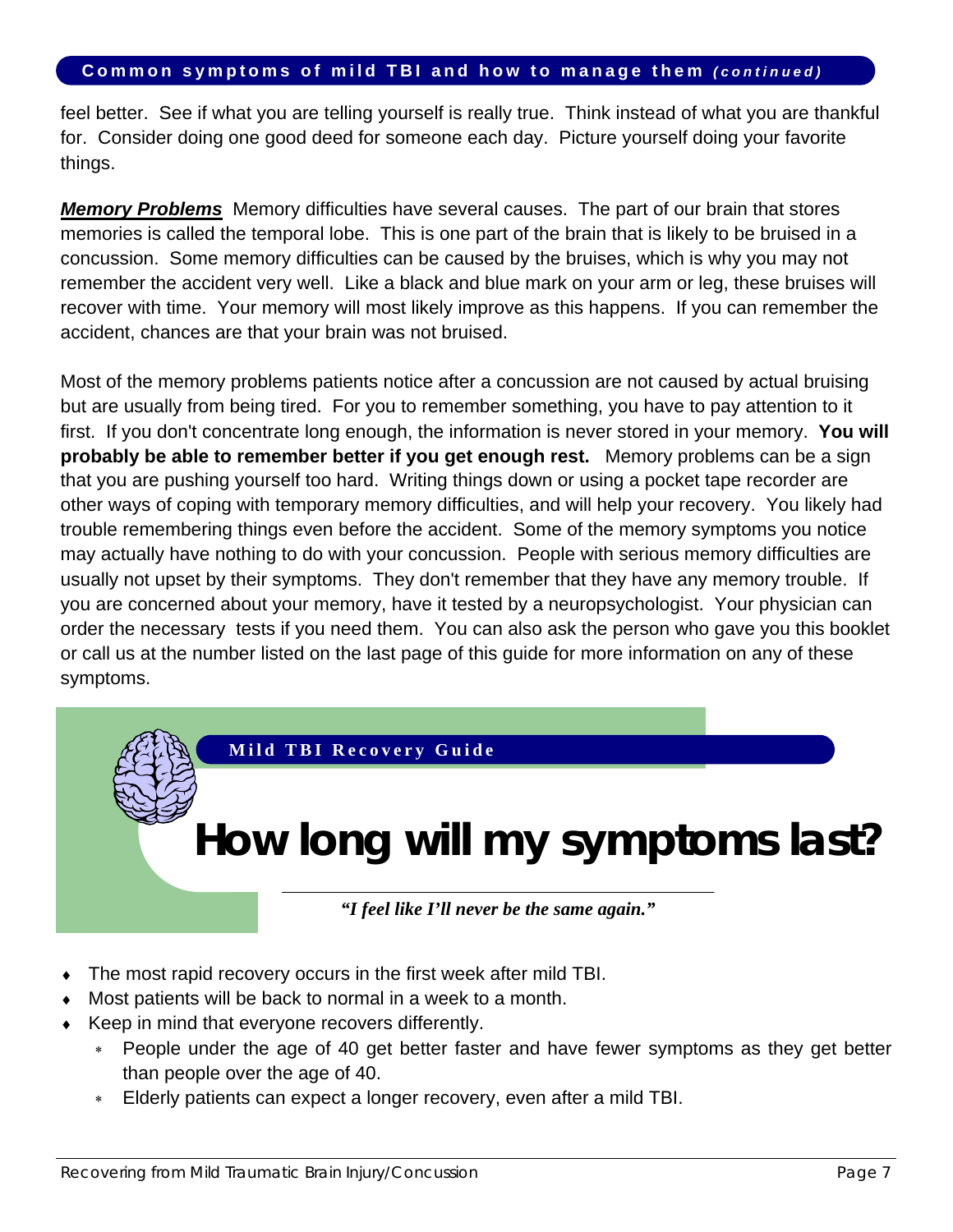## Common symptoms of mild TBI and how to manage them *(continued)*

feel better. See if what you are telling yourself is really true. Think instead of what you are thankful for. Consider doing one good deed for someone each day. Picture yourself doing your favorite things.

***Memory Problems*** Memory difficulties have several causes. The part of our brain that stores memories is called the temporal lobe. This is one part of the brain that is likely to be bruised in a concussion. Some memory difficulties can be caused by the bruises, which is why you may not remember the accident very well. Like a black and blue mark on your arm or leg, these bruises will recover with time. Your memory will most likely improve as this happens. If you can remember the accident, chances are that your brain was not bruised.

Most of the memory problems patients notice after a concussion are not caused by actual bruising but are usually from being tired. For you to remember something, you have to pay attention to it first. If you don't concentrate long enough, the information is never stored in your memory. **You will probably be able to remember better if you get enough rest.** Memory problems can be a sign that you are pushing yourself too hard. Writing things down or using a pocket tape recorder are other ways of coping with temporary memory difficulties, and will help your recovery. You likely had trouble remembering things even before the accident. Some of the memory symptoms you notice may actually have nothing to do with your concussion. People with serious memory difficulties are usually not upset by their symptoms. They don't remember that they have any memory trouble. If you are concerned about your memory, have it tested by a neuropsychologist. Your physician can order the necessary tests if you need them. You can also ask the person who gave you this booklet or call us at the number listed on the last page of this guide for more information on any of these symptoms.

Mild TBI Recovery Guide

# How long will my symptoms last?

***"I feel like I'll never be the same again."***

- The most rapid recovery occurs in the first week after mild TBI.
- Most patients will be back to normal in a week to a month.
- Keep in mind that everyone recovers differently.
  - People under the age of 40 get better faster and have fewer symptoms as they get better than people over the age of 40.
  - Elderly patients can expect a longer recovery, even after a mild TBI.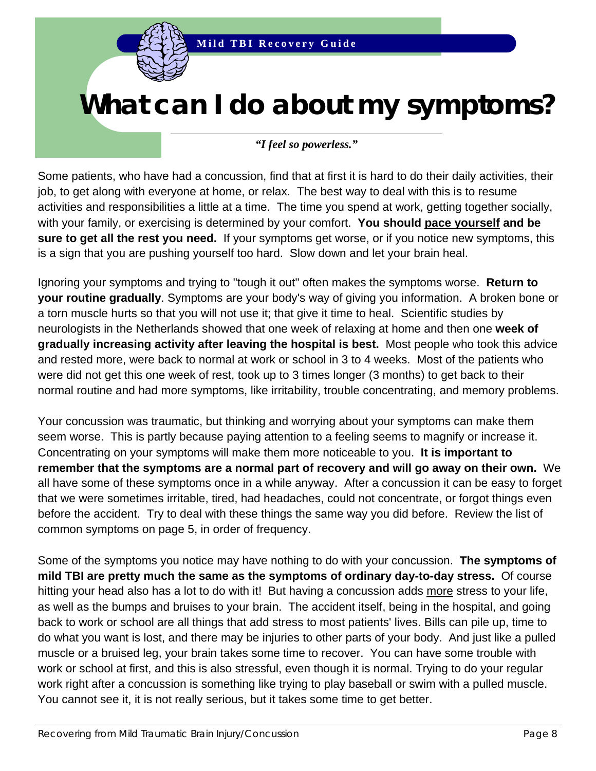# What can I do about my symptoms?

*"I feel so powerless."*

Some patients, who have had a concussion, find that at first it is hard to do their daily activities, their job, to get along with everyone at home, or relax. The best way to deal with this is to resume activities and responsibilities a little at a time. The time you spend at work, getting together socially, with your family, or exercising is determined by your comfort. **You should <u>pace yourself</u> and be sure to get all the rest you need.** If your symptoms get worse, or if you notice new symptoms, this is a sign that you are pushing yourself too hard. Slow down and let your brain heal.

Ignoring your symptoms and trying to "tough it out" often makes the symptoms worse. **Return to your routine gradually**. Symptoms are your body's way of giving you information. A broken bone or a torn muscle hurts so that you will not use it; that give it time to heal. Scientific studies by neurologists in the Netherlands showed that one week of relaxing at home and then one **week of gradually increasing activity after leaving the hospital is best.** Most people who took this advice and rested more, were back to normal at work or school in 3 to 4 weeks. Most of the patients who were did not get this one week of rest, took up to 3 times longer (3 months) to get back to their normal routine and had more symptoms, like irritability, trouble concentrating, and memory problems.

Your concussion was traumatic, but thinking and worrying about your symptoms can make them seem worse. This is partly because paying attention to a feeling seems to magnify or increase it. Concentrating on your symptoms will make them more noticeable to you. **It is important to remember that the symptoms are a normal part of recovery and will go away on their own.** We all have some of these symptoms once in a while anyway. After a concussion it can be easy to forget that we were sometimes irritable, tired, had headaches, could not concentrate, or forgot things even before the accident. Try to deal with these things the same way you did before. Review the list of common symptoms on page 5, in order of frequency.

Some of the symptoms you notice may have nothing to do with your concussion. **The symptoms of mild TBI are pretty much the same as the symptoms of ordinary day-to-day stress.** Of course hitting your head also has a lot to do with it! But having a concussion adds <u>more</u> stress to your life, as well as the bumps and bruises to your brain. The accident itself, being in the hospital, and going back to work or school are all things that add stress to most patients' lives. Bills can pile up, time to do what you want is lost, and there may be injuries to other parts of your body. And just like a pulled muscle or a bruised leg, your brain takes some time to recover. You can have some trouble with work or school at first, and this is also stressful, even though it is normal. Trying to do your regular work right after a concussion is something like trying to play baseball or swim with a pulled muscle. You cannot see it, it is not really serious, but it takes some time to get better.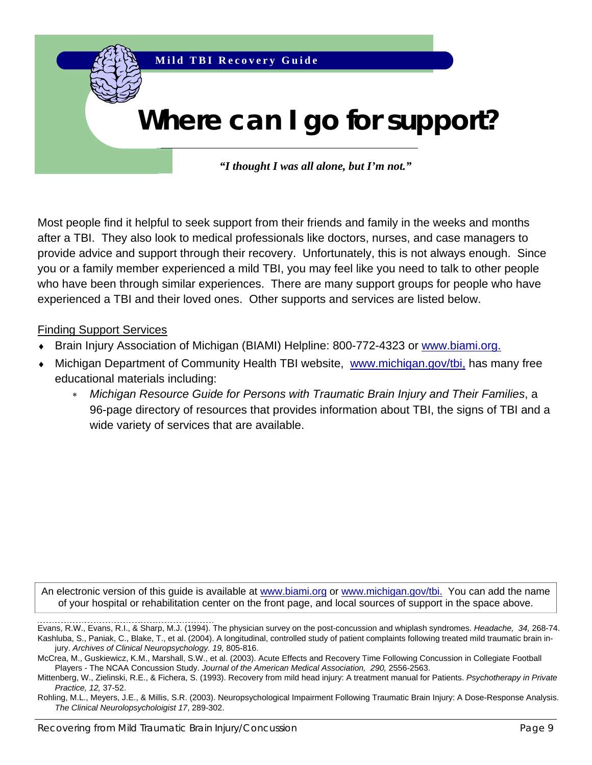# Where can I go for support?

*"I thought I was all alone, but I'm not."*

Most people find it helpful to seek support from their friends and family in the weeks and months after a TBI. They also look to medical professionals like doctors, nurses, and case managers to provide advice and support through their recovery. Unfortunately, this is not always enough. Since you or a family member experienced a mild TBI, you may feel like you need to talk to other people who have been through similar experiences. There are many support groups for people who have experienced a TBI and their loved ones. Other supports and services are listed below.

## Finding Support Services

- Brain Injury Association of Michigan (BIAMI) Helpline: 800-772-4323 or www.biami.org.
- Michigan Department of Community Health TBI website, www.michigan.gov/tbi, has many free educational materials including:
  - *Michigan Resource Guide for Persons with Traumatic Brain Injury and Their Families*, a 96-page directory of resources that provides information about TBI, the signs of TBI and a wide variety of services that are available.

An electronic version of this guide is available at www.biami.org or www.michigan.gov/tbi. You can add the name of your hospital or rehabilitation center on the front page, and local sources of support in the space above.

Evans, R.W., Evans, R.I., & Sharp, M.J. (1994). The physician survey on the post-concussion and whiplash syndromes. *Headache, 34,* 268-74.

Kashluba, S., Paniak, C., Blake, T., et al. (2004). A longitudinal, controlled study of patient complaints following treated mild traumatic brain injury. *Archives of Clinical Neuropsychology. 19,* 805-816.

McCrea, M., Guskiewicz, K.M., Marshall, S.W., et al. (2003). Acute Effects and Recovery Time Following Concussion in Collegiate Football Players - The NCAA Concussion Study. *Journal of the American Medical Association, 290,* 2556-2563.

Mittenberg, W., Zielinski, R.E., & Fichera, S. (1993). Recovery from mild head injury: A treatment manual for Patients. *Psychotherapy in Private Practice, 12,* 37-52.

Rohling, M.L., Meyers, J.E., & Millis, S.R. (2003). Neuropsychological Impairment Following Traumatic Brain Injury: A Dose-Response Analysis. *The Clinical Neurolopsycholoigist 17*, 289-302.